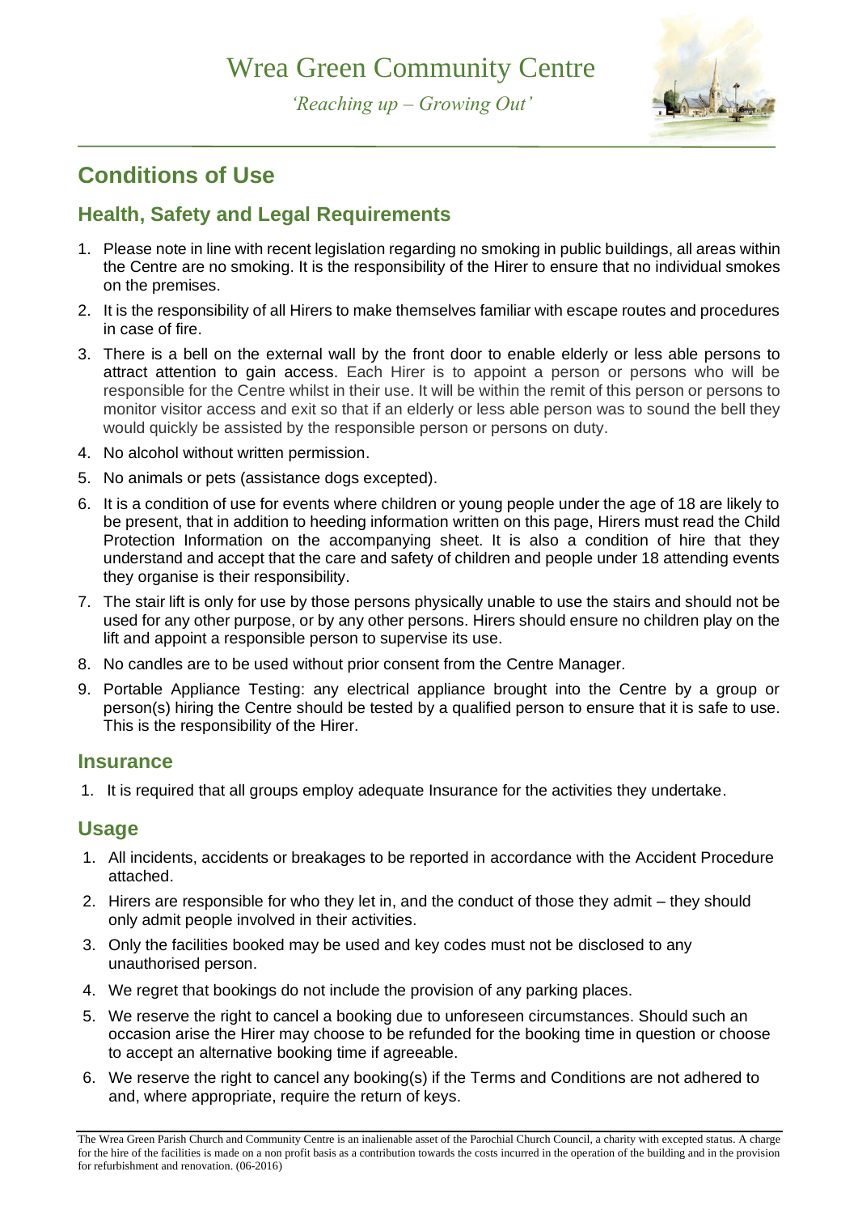# Wrea Green Community Centre

*'Reaching up – Growing Out'*

## Conditions of Use

### Health, Safety and Legal Requirements

1. Please note in line with recent legislation regarding no smoking in public buildings, all areas within the Centre are no smoking. It is the responsibility of the Hirer to ensure that no individual smokes on the premises.
2. It is the responsibility of all Hirers to make themselves familiar with escape routes and procedures in case of fire.
3. There is a bell on the external wall by the front door to enable elderly or less able persons to attract attention to gain access. Each Hirer is to appoint a person or persons who will be responsible for the Centre whilst in their use. It will be within the remit of this person or persons to monitor visitor access and exit so that if an elderly or less able person was to sound the bell they would quickly be assisted by the responsible person or persons on duty.
4. No alcohol without written permission.
5. No animals or pets (assistance dogs excepted).
6. It is a condition of use for events where children or young people under the age of 18 are likely to be present, that in addition to heeding information written on this page, Hirers must read the Child Protection Information on the accompanying sheet. It is also a condition of hire that they understand and accept that the care and safety of children and people under 18 attending events they organise is their responsibility.
7. The stair lift is only for use by those persons physically unable to use the stairs and should not be used for any other purpose, or by any other persons. Hirers should ensure no children play on the lift and appoint a responsible person to supervise its use.
8. No candles are to be used without prior consent from the Centre Manager.
9. Portable Appliance Testing: any electrical appliance brought into the Centre by a group or person(s) hiring the Centre should be tested by a qualified person to ensure that it is safe to use. This is the responsibility of the Hirer.

### Insurance

1. It is required that all groups employ adequate Insurance for the activities they undertake.

### Usage

1. All incidents, accidents or breakages to be reported in accordance with the Accident Procedure attached.
2. Hirers are responsible for who they let in, and the conduct of those they admit – they should only admit people involved in their activities.
3. Only the facilities booked may be used and key codes must not be disclosed to any unauthorised person.
4. We regret that bookings do not include the provision of any parking places.
5. We reserve the right to cancel a booking due to unforeseen circumstances. Should such an occasion arise the Hirer may choose to be refunded for the booking time in question or choose to accept an alternative booking time if agreeable.
6. We reserve the right to cancel any booking(s) if the Terms and Conditions are not adhered to and, where appropriate, require the return of keys.

The Wrea Green Parish Church and Community Centre is an inalienable asset of the Parochial Church Council, a charity with excepted status. A charge for the hire of the facilities is made on a non profit basis as a contribution towards the costs incurred in the operation of the building and in the provision for refurbishment and renovation. (06-2016)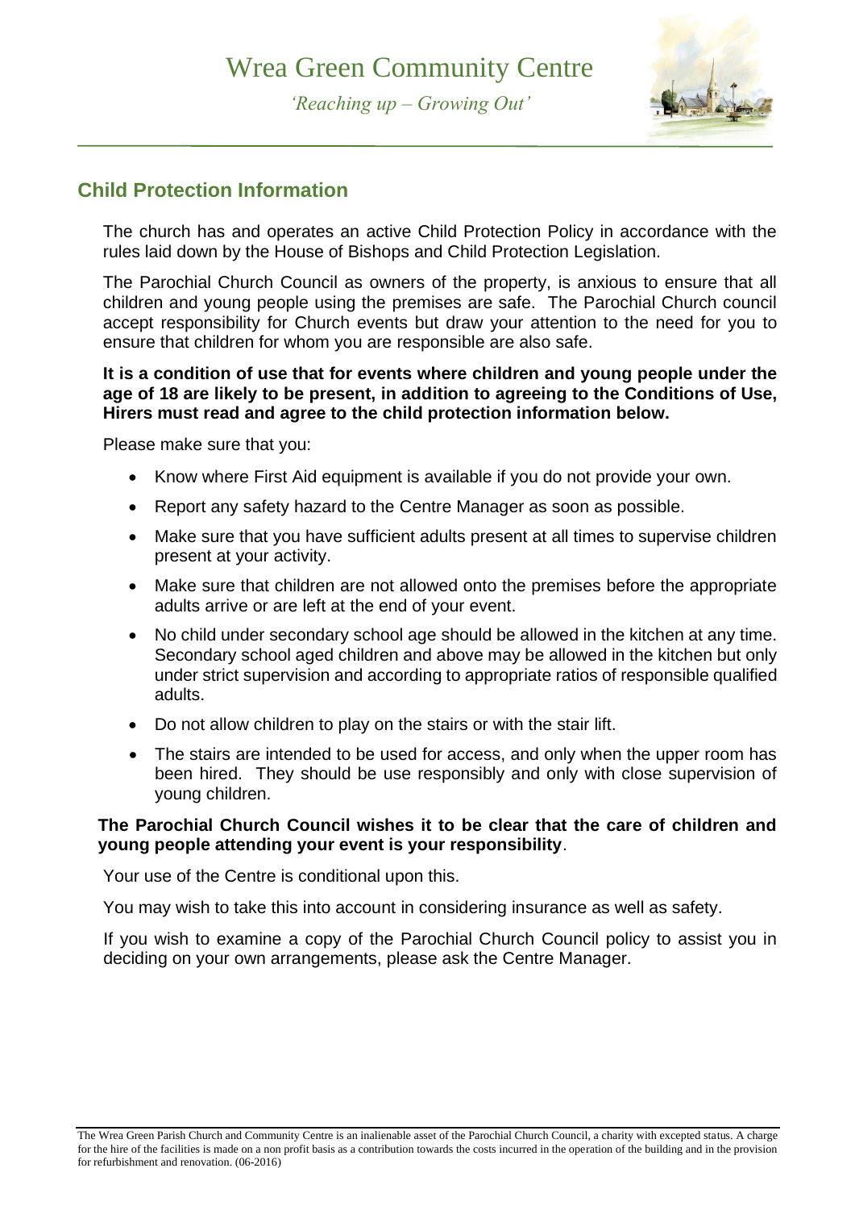# Wrea Green Community Centre

*'Reaching up – Growing Out'*

## Child Protection Information

The church has and operates an active Child Protection Policy in accordance with the rules laid down by the House of Bishops and Child Protection Legislation.

The Parochial Church Council as owners of the property, is anxious to ensure that all children and young people using the premises are safe. The Parochial Church council accept responsibility for Church events but draw your attention to the need for you to ensure that children for whom you are responsible are also safe.

**It is a condition of use that for events where children and young people under the age of 18 are likely to be present, in addition to agreeing to the Conditions of Use, Hirers must read and agree to the child protection information below.**

Please make sure that you:

- Know where First Aid equipment is available if you do not provide your own.
- Report any safety hazard to the Centre Manager as soon as possible.
- Make sure that you have sufficient adults present at all times to supervise children present at your activity.
- Make sure that children are not allowed onto the premises before the appropriate adults arrive or are left at the end of your event.
- No child under secondary school age should be allowed in the kitchen at any time. Secondary school aged children and above may be allowed in the kitchen but only under strict supervision and according to appropriate ratios of responsible qualified adults.
- Do not allow children to play on the stairs or with the stair lift.
- The stairs are intended to be used for access, and only when the upper room has been hired. They should be use responsibly and only with close supervision of young children.

**The Parochial Church Council wishes it to be clear that the care of children and young people attending your event is your responsibility**.

Your use of the Centre is conditional upon this.

You may wish to take this into account in considering insurance as well as safety.

If you wish to examine a copy of the Parochial Church Council policy to assist you in deciding on your own arrangements, please ask the Centre Manager.

The Wrea Green Parish Church and Community Centre is an inalienable asset of the Parochial Church Council, a charity with excepted status. A charge for the hire of the facilities is made on a non profit basis as a contribution towards the costs incurred in the operation of the building and in the provision for refurbishment and renovation. (06-2016)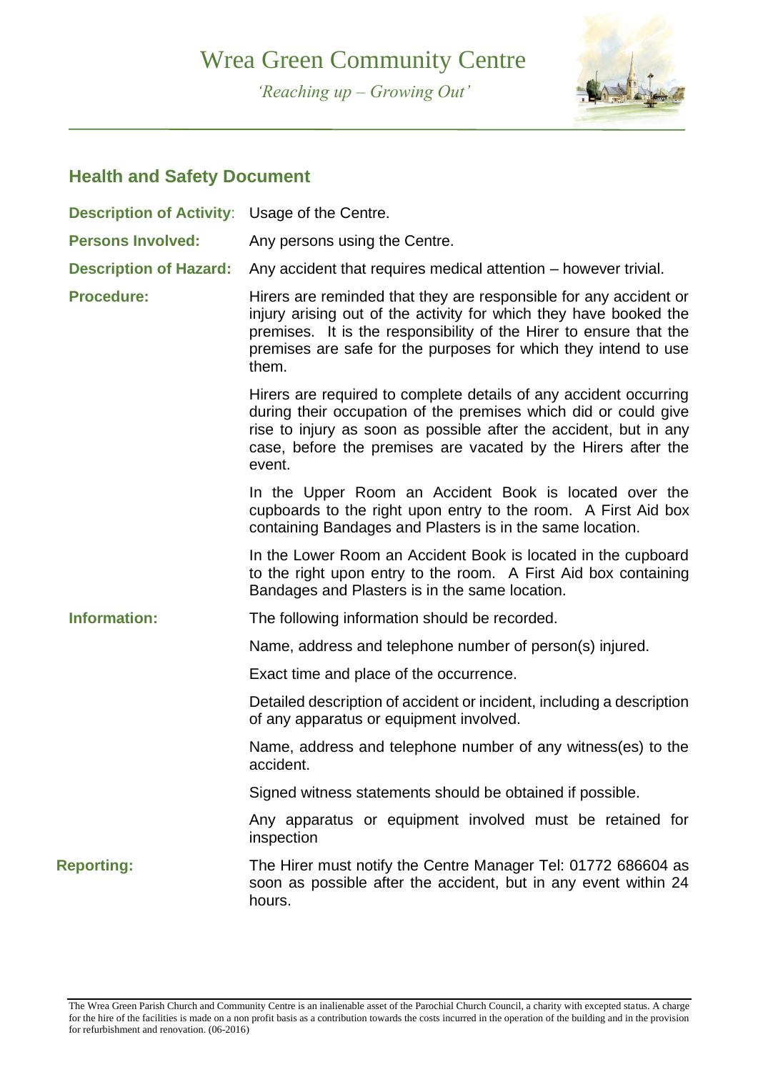# Wrea Green Community Centre

*'Reaching up – Growing Out'*

## Health and Safety Document

**Description of Activity**: Usage of the Centre.

**Persons Involved:** Any persons using the Centre.

**Description of Hazard:** Any accident that requires medical attention – however trivial.

**Procedure:**

Hirers are reminded that they are responsible for any accident or injury arising out of the activity for which they have booked the premises. It is the responsibility of the Hirer to ensure that the premises are safe for the purposes for which they intend to use them.

Hirers are required to complete details of any accident occurring during their occupation of the premises which did or could give rise to injury as soon as possible after the accident, but in any case, before the premises are vacated by the Hirers after the event.

In the Upper Room an Accident Book is located over the cupboards to the right upon entry to the room. A First Aid box containing Bandages and Plasters is in the same location.

In the Lower Room an Accident Book is located in the cupboard to the right upon entry to the room. A First Aid box containing Bandages and Plasters is in the same location.

**Information:**

The following information should be recorded.

Name, address and telephone number of person(s) injured.

Exact time and place of the occurrence.

Detailed description of accident or incident, including a description of any apparatus or equipment involved.

Name, address and telephone number of any witness(es) to the accident.

Signed witness statements should be obtained if possible.

Any apparatus or equipment involved must be retained for inspection

**Reporting:**

The Hirer must notify the Centre Manager Tel: 01772 686604 as soon as possible after the accident, but in any event within 24 hours.

The Wrea Green Parish Church and Community Centre is an inalienable asset of the Parochial Church Council, a charity with excepted status. A charge for the hire of the facilities is made on a non profit basis as a contribution towards the costs incurred in the operation of the building and in the provision for refurbishment and renovation. (06-2016)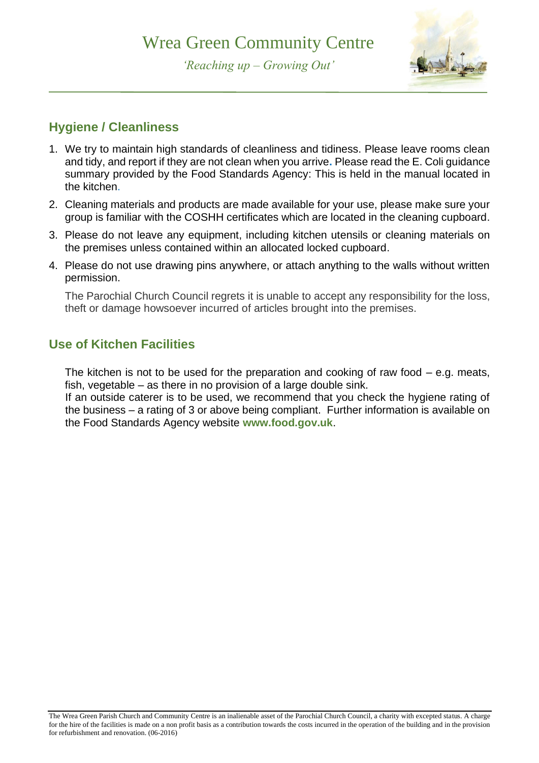## Hygiene / Cleanliness

1. We try to maintain high standards of cleanliness and tidiness. Please leave rooms clean and tidy, and report if they are not clean when you arrive. Please read the E. Coli guidance summary provided by the Food Standards Agency: This is held in the manual located in the kitchen.
2. Cleaning materials and products are made available for your use, please make sure your group is familiar with the COSHH certificates which are located in the cleaning cupboard.
3. Please do not leave any equipment, including kitchen utensils or cleaning materials on the premises unless contained within an allocated locked cupboard.
4. Please do not use drawing pins anywhere, or attach anything to the walls without written permission.

The Parochial Church Council regrets it is unable to accept any responsibility for the loss, theft or damage howsoever incurred of articles brought into the premises.

## Use of Kitchen Facilities

The kitchen is not to be used for the preparation and cooking of raw food – e.g. meats, fish, vegetable – as there in no provision of a large double sink.
If an outside caterer is to be used, we recommend that you check the hygiene rating of the business – a rating of 3 or above being compliant. Further information is available on the Food Standards Agency website **www.food.gov.uk**.

The Wrea Green Parish Church and Community Centre is an inalienable asset of the Parochial Church Council, a charity with excepted status. A charge for the hire of the facilities is made on a non profit basis as a contribution towards the costs incurred in the operation of the building and in the provision for refurbishment and renovation. (06-2016)